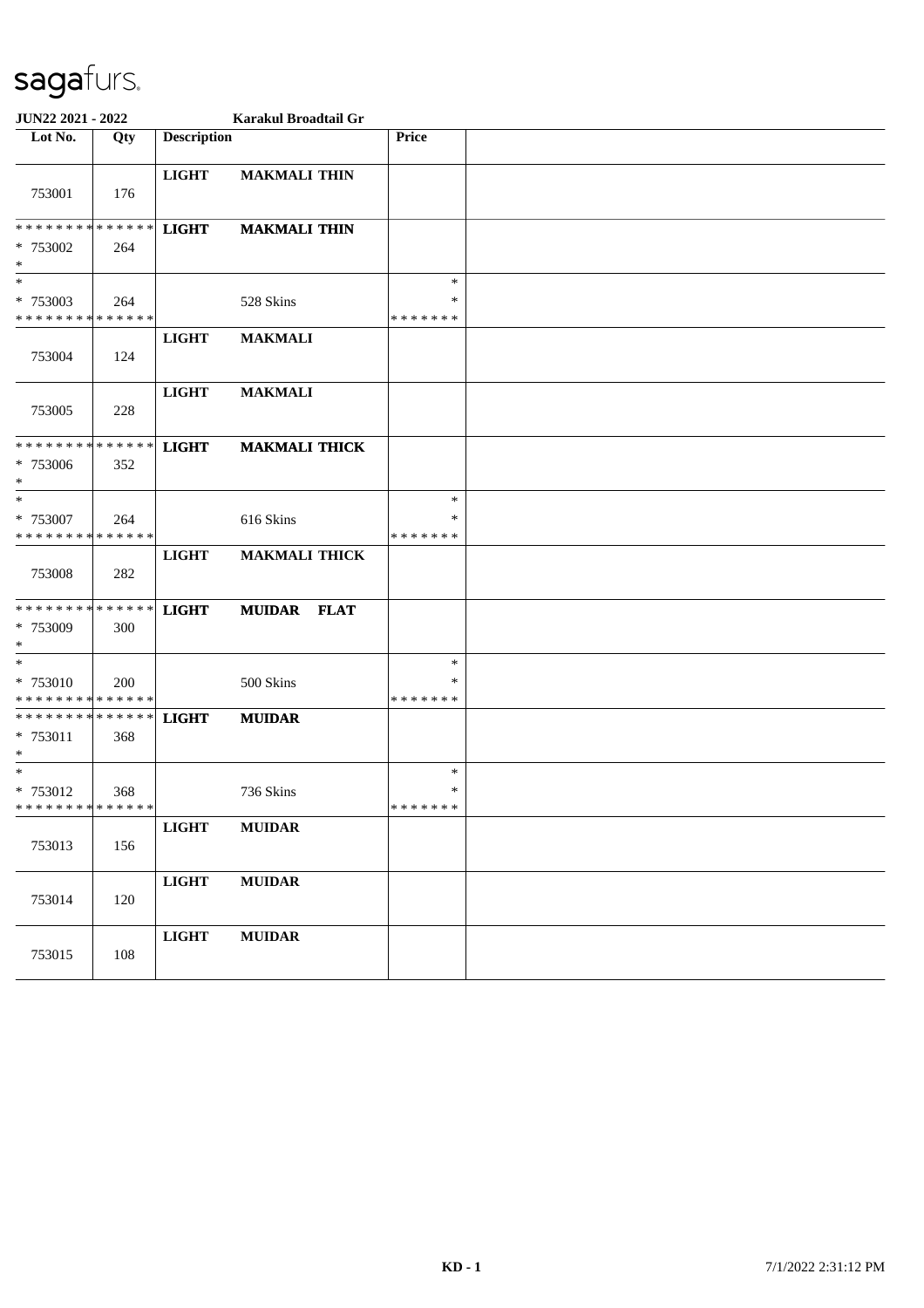# sagafurs.

**JUN22 2021 - 2022** **Karakul Broadtail Gr**

| Lot No. | Qty | Description | | Price | |
|---|---|---|---|---|---|
| 753001 | 176 | **LIGHT** | **MAKMALI THIN** | | |
| * * * * * * * * * * * * * * <br> * 753002 <br> * | 264 | **LIGHT** | **MAKMALI THIN** | | |
| * <br> * 753003 <br> * * * * * * * * * * * * * * | 264 | | 528 Skins | * <br> * <br> * * * * * * * | |
| 753004 | 124 | **LIGHT** | **MAKMALI** | | |
| 753005 | 228 | **LIGHT** | **MAKMALI** | | |
| * * * * * * * * * * * * * * <br> * 753006 <br> * | 352 | **LIGHT** | **MAKMALI THICK** | | |
| * <br> * 753007 <br> * * * * * * * * * * * * * * | 264 | | 616 Skins | * <br> * <br> * * * * * * * | |
| 753008 | 282 | **LIGHT** | **MAKMALI THICK** | | |
| * * * * * * * * * * * * * * <br> * 753009 <br> * | 300 | **LIGHT** | **MUIDAR FLAT** | | |
| * <br> * 753010 <br> * * * * * * * * * * * * * * | 200 | | 500 Skins | * <br> * <br> * * * * * * * | |
| * * * * * * * * * * * * * * <br> * 753011 <br> * | 368 | **LIGHT** | **MUIDAR** | | |
| * <br> * 753012 <br> * * * * * * * * * * * * * * | 368 | | 736 Skins | * <br> * <br> * * * * * * * | |
| 753013 | 156 | **LIGHT** | **MUIDAR** | | |
| 753014 | 120 | **LIGHT** | **MUIDAR** | | |
| 753015 | 108 | **LIGHT** | **MUIDAR** | | |

**KD - 1** 7/1/2022 2:31:12 PM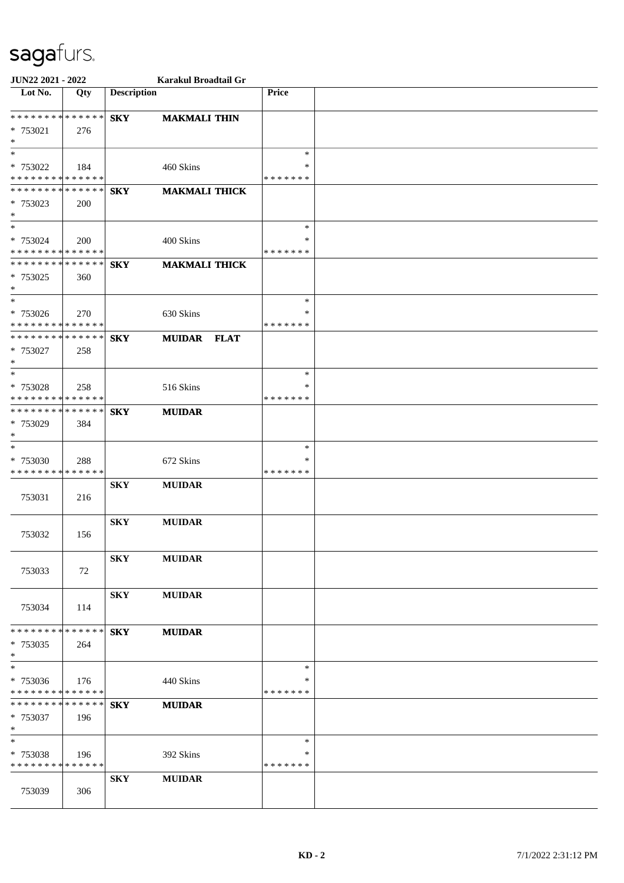# sagafurs.

**JUN22 2021 - 2022** **Karakul Broadtail Gr**

| Lot No. | Qty | Description | | Price | |
|---|---|---|---|---|---|
| * * * * * * * * * * * * * * | | **SKY** | **MAKMALI THIN** | | |
| * 753021 | 276 | | | | |
| * | | | | | |
| * | | | | * | |
| * 753022 | 184 | | 460 Skins | * | |
| * * * * * * * * * * * * * * | | | | * * * * * * * | |
| * * * * * * * * * * * * * * | | **SKY** | **MAKMALI THICK** | | |
| * 753023 | 200 | | | | |
| * | | | | | |
| * | | | | * | |
| * 753024 | 200 | | 400 Skins | * | |
| * * * * * * * * * * * * * * | | | | * * * * * * * | |
| * * * * * * * * * * * * * * | | **SKY** | **MAKMALI THICK** | | |
| * 753025 | 360 | | | | |
| * | | | | | |
| * | | | | * | |
| * 753026 | 270 | | 630 Skins | * | |
| * * * * * * * * * * * * * * | | | | * * * * * * * | |
| * * * * * * * * * * * * * * | | **SKY** | **MUIDAR FLAT** | | |
| * 753027 | 258 | | | | |
| * | | | | | |
| * | | | | * | |
| * 753028 | 258 | | 516 Skins | * | |
| * * * * * * * * * * * * * * | | | | * * * * * * * | |
| * * * * * * * * * * * * * * | | **SKY** | **MUIDAR** | | |
| * 753029 | 384 | | | | |
| * | | | | | |
| * | | | | * | |
| * 753030 | 288 | | 672 Skins | * | |
| * * * * * * * * * * * * * * | | | | * * * * * * * | |
| 753031 | 216 | **SKY** | **MUIDAR** | | |
| 753032 | 156 | **SKY** | **MUIDAR** | | |
| 753033 | 72 | **SKY** | **MUIDAR** | | |
| 753034 | 114 | **SKY** | **MUIDAR** | | |
| * * * * * * * * * * * * * * | | **SKY** | **MUIDAR** | | |
| * 753035 | 264 | | | | |
| * | | | | | |
| * | | | | * | |
| * 753036 | 176 | | 440 Skins | * | |
| * * * * * * * * * * * * * * | | | | * * * * * * * | |
| * * * * * * * * * * * * * * | | **SKY** | **MUIDAR** | | |
| * 753037 | 196 | | | | |
| * | | | | | |
| * | | | | * | |
| * 753038 | 196 | | 392 Skins | * | |
| * * * * * * * * * * * * * * | | | | * * * * * * * | |
| 753039 | 306 | **SKY** | **MUIDAR** | | |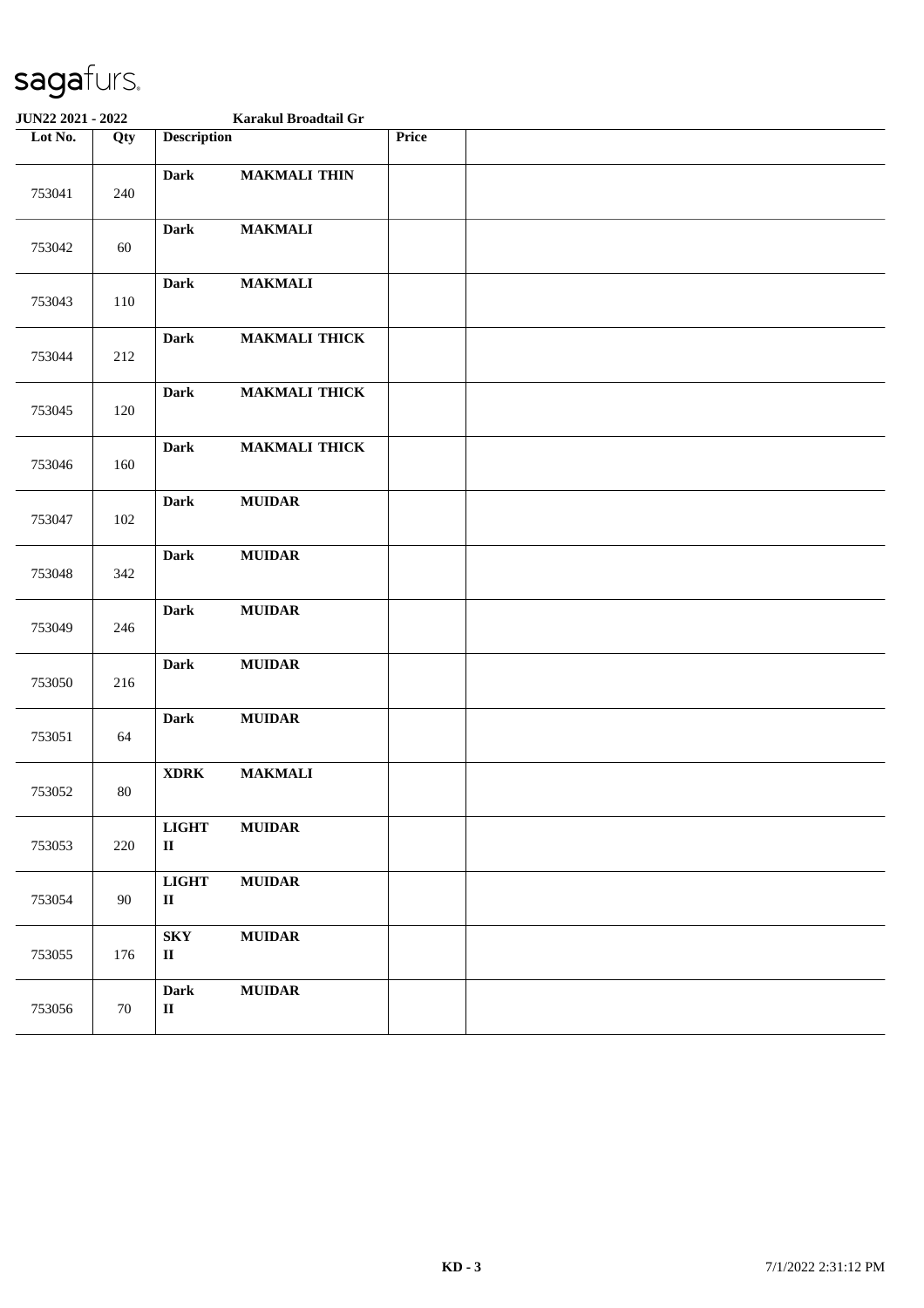sagafurs.

**JUN22 2021 - 2022** **Karakul Broadtail Gr**

| Lot No. | Qty | Description | | Price | |
|---|---|---|---|---|---|
| 753041 | 240 | **Dark** | **MAKMALI THIN** | | |
| 753042 | 60 | **Dark** | **MAKMALI** | | |
| 753043 | 110 | **Dark** | **MAKMALI** | | |
| 753044 | 212 | **Dark** | **MAKMALI THICK** | | |
| 753045 | 120 | **Dark** | **MAKMALI THICK** | | |
| 753046 | 160 | **Dark** | **MAKMALI THICK** | | |
| 753047 | 102 | **Dark** | **MUIDAR** | | |
| 753048 | 342 | **Dark** | **MUIDAR** | | |
| 753049 | 246 | **Dark** | **MUIDAR** | | |
| 753050 | 216 | **Dark** | **MUIDAR** | | |
| 753051 | 64 | **Dark** | **MUIDAR** | | |
| 753052 | 80 | **XDRK** | **MAKMALI** | | |
| 753053 | 220 | **LIGHT II** | **MUIDAR** | | |
| 753054 | 90 | **LIGHT II** | **MUIDAR** | | |
| 753055 | 176 | **SKY II** | **MUIDAR** | | |
| 753056 | 70 | **Dark II** | **MUIDAR** | | |

**KD - 3** 7/1/2022 2:31:12 PM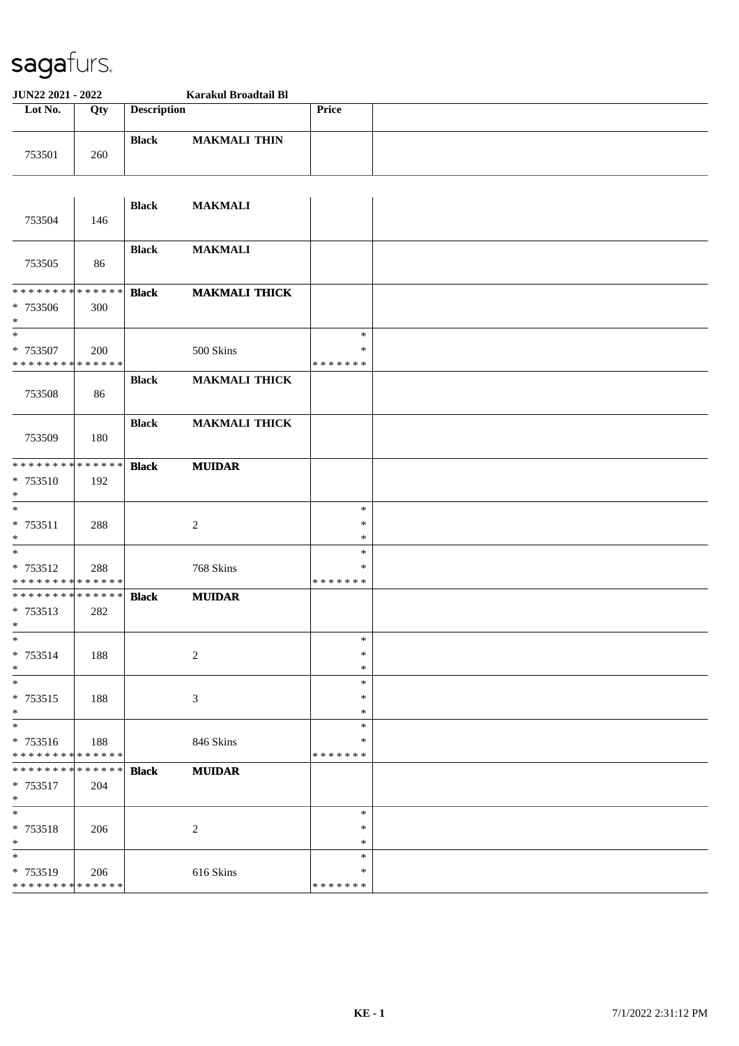**JUN22 2021 - 2022** **Karakul Broadtail Bl**

| Lot No. | Qty | Description | | Price | |
|---|---|---|---|---|---|
| 753501 | 260 | **Black** | **MAKMALI THIN** | | |
| 753504 | 146 | **Black** | **MAKMALI** | | |
| 753505 | 86 | **Black** | **MAKMALI** | | |
| * * * * * * * * * * * * * * <br>* 753506<br>* | 300 | **Black** | **MAKMALI THICK** | | |
| *<br>* 753507<br>* * * * * * * * * * * * * * | 200 | | 500 Skins | *<br>*<br>* * * * * * * | |
| 753508 | 86 | **Black** | **MAKMALI THICK** | | |
| 753509 | 180 | **Black** | **MAKMALI THICK** | | |
| * * * * * * * * * * * * * * <br>* 753510<br>* | 192 | **Black** | **MUIDAR** | | |
| *<br>* 753511<br>* | 288 | | 2 | *<br>*<br>* | |
| *<br>* 753512<br>* * * * * * * * * * * * * * | 288 | | 768 Skins | *<br>*<br>* * * * * * * | |
| * * * * * * * * * * * * * * <br>* 753513<br>* | 282 | **Black** | **MUIDAR** | | |
| *<br>* 753514<br>* | 188 | | 2 | *<br>*<br>* | |
| *<br>* 753515<br>* | 188 | | 3 | *<br>*<br>* | |
| *<br>* 753516<br>* * * * * * * * * * * * * * | 188 | | 846 Skins | *<br>*<br>* * * * * * * | |
| * * * * * * * * * * * * * * <br>* 753517<br>* | 204 | **Black** | **MUIDAR** | | |
| *<br>* 753518<br>* | 206 | | 2 | *<br>*<br>* | |
| *<br>* 753519<br>* * * * * * * * * * * * * * | 206 | | 616 Skins | *<br>*<br>* * * * * * * | |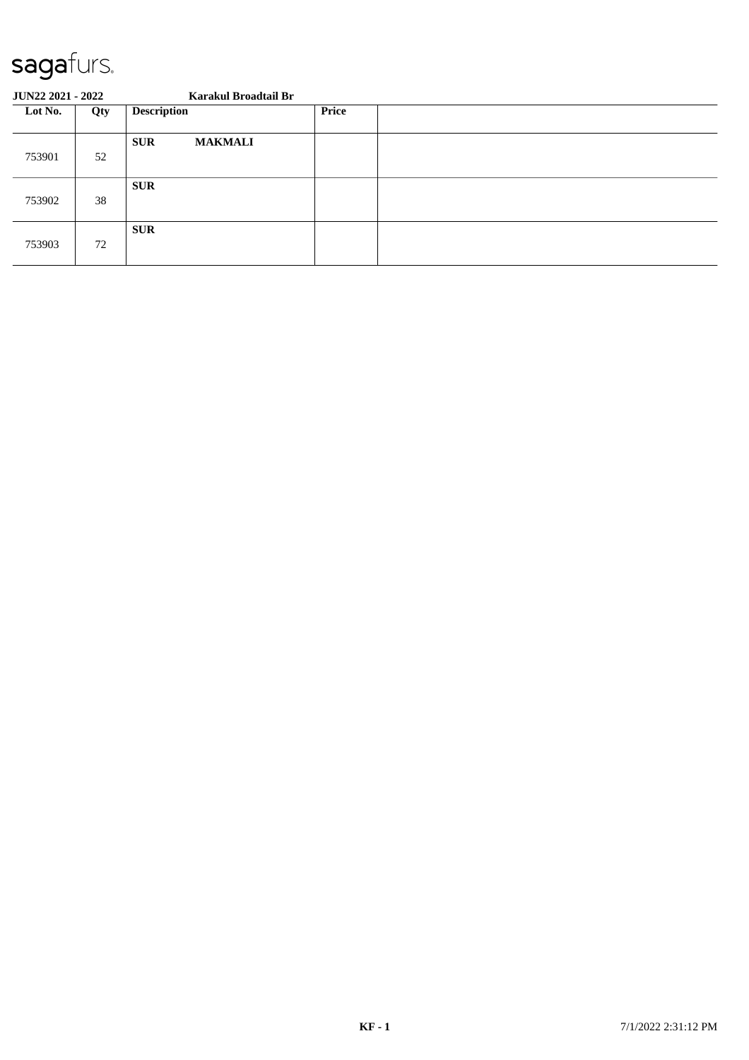**JUN22 2021 - 2022** **Karakul Broadtail Br**

| Lot No. | Qty | Description | Price | |
|---|---|---|---|---|
| 753901 | 52 | **SUR** **MAKMALI** | | |
| 753902 | 38 | **SUR** | | |
| 753903 | 72 | **SUR** | | |